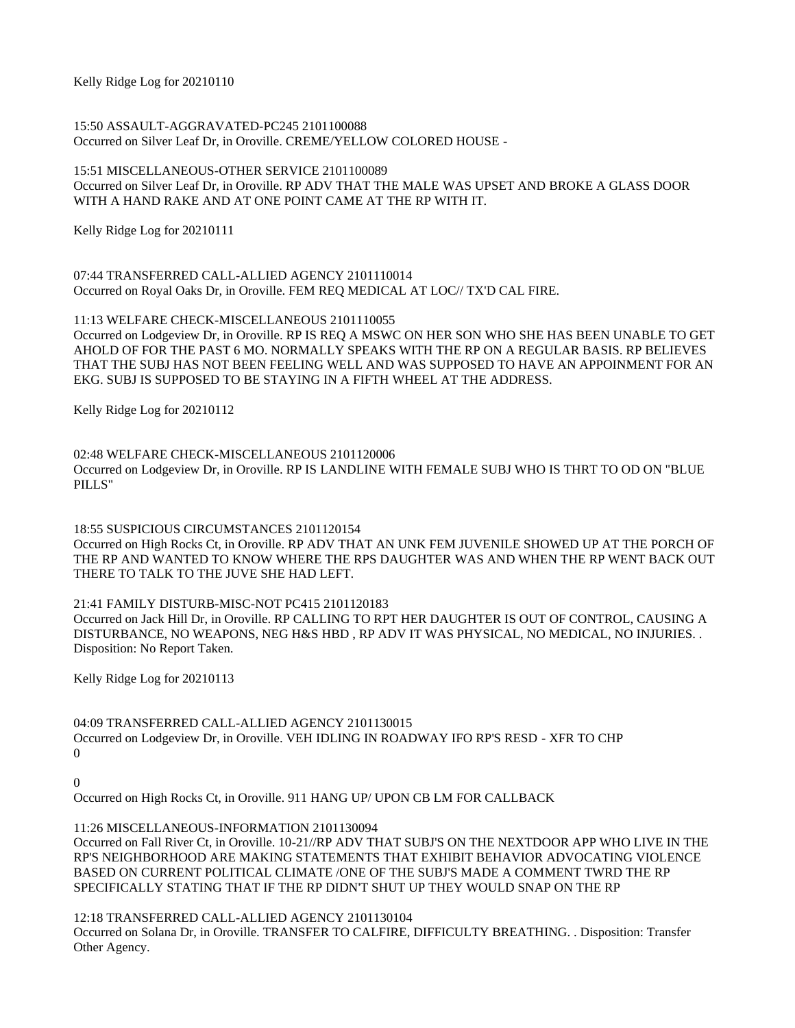Kelly Ridge Log for 20210110

15:50 ASSAULT-AGGRAVATED-PC245 2101100088
Occurred on Silver Leaf Dr, in Oroville. CREME/YELLOW COLORED HOUSE -

15:51 MISCELLANEOUS-OTHER SERVICE 2101100089
Occurred on Silver Leaf Dr, in Oroville. RP ADV THAT THE MALE WAS UPSET AND BROKE A GLASS DOOR WITH A HAND RAKE AND AT ONE POINT CAME AT THE RP WITH IT.

Kelly Ridge Log for 20210111

07:44 TRANSFERRED CALL-ALLIED AGENCY 2101110014
Occurred on Royal Oaks Dr, in Oroville. FEM REQ MEDICAL AT LOC// TX'D CAL FIRE.

11:13 WELFARE CHECK-MISCELLANEOUS 2101110055
Occurred on Lodgeview Dr, in Oroville. RP IS REQ A MSWC ON HER SON WHO SHE HAS BEEN UNABLE TO GET AHOLD OF FOR THE PAST 6 MO. NORMALLY SPEAKS WITH THE RP ON A REGULAR BASIS. RP BELIEVES THAT THE SUBJ HAS NOT BEEN FEELING WELL AND WAS SUPPOSED TO HAVE AN APPOINMENT FOR AN EKG. SUBJ IS SUPPOSED TO BE STAYING IN A FIFTH WHEEL AT THE ADDRESS.

Kelly Ridge Log for 20210112

02:48 WELFARE CHECK-MISCELLANEOUS 2101120006
Occurred on Lodgeview Dr, in Oroville. RP IS LANDLINE WITH FEMALE SUBJ WHO IS THRT TO OD ON "BLUE PILLS"

18:55 SUSPICIOUS CIRCUMSTANCES 2101120154
Occurred on High Rocks Ct, in Oroville. RP ADV THAT AN UNK FEM JUVENILE SHOWED UP AT THE PORCH OF THE RP AND WANTED TO KNOW WHERE THE RPS DAUGHTER WAS AND WHEN THE RP WENT BACK OUT THERE TO TALK TO THE JUVE SHE HAD LEFT.

21:41 FAMILY DISTURB-MISC-NOT PC415 2101120183
Occurred on Jack Hill Dr, in Oroville. RP CALLING TO RPT HER DAUGHTER IS OUT OF CONTROL, CAUSING A DISTURBANCE, NO WEAPONS, NEG H&S HBD , RP ADV IT WAS PHYSICAL, NO MEDICAL, NO INJURIES. . Disposition: No Report Taken.

Kelly Ridge Log for 20210113

04:09 TRANSFERRED CALL-ALLIED AGENCY 2101130015
Occurred on Lodgeview Dr, in Oroville. VEH IDLING IN ROADWAY IFO RP'S RESD - XFR TO CHP
0

0
Occurred on High Rocks Ct, in Oroville. 911 HANG UP/ UPON CB LM FOR CALLBACK

11:26 MISCELLANEOUS-INFORMATION 2101130094
Occurred on Fall River Ct, in Oroville. 10-21//RP ADV THAT SUBJ'S ON THE NEXTDOOR APP WHO LIVE IN THE RP'S NEIGHBORHOOD ARE MAKING STATEMENTS THAT EXHIBIT BEHAVIOR ADVOCATING VIOLENCE BASED ON CURRENT POLITICAL CLIMATE /ONE OF THE SUBJ'S MADE A COMMENT TWRD THE RP SPECIFICALLY STATING THAT IF THE RP DIDN'T SHUT UP THEY WOULD SNAP ON THE RP

12:18 TRANSFERRED CALL-ALLIED AGENCY 2101130104
Occurred on Solana Dr, in Oroville. TRANSFER TO CALFIRE, DIFFICULTY BREATHING. . Disposition: Transfer Other Agency.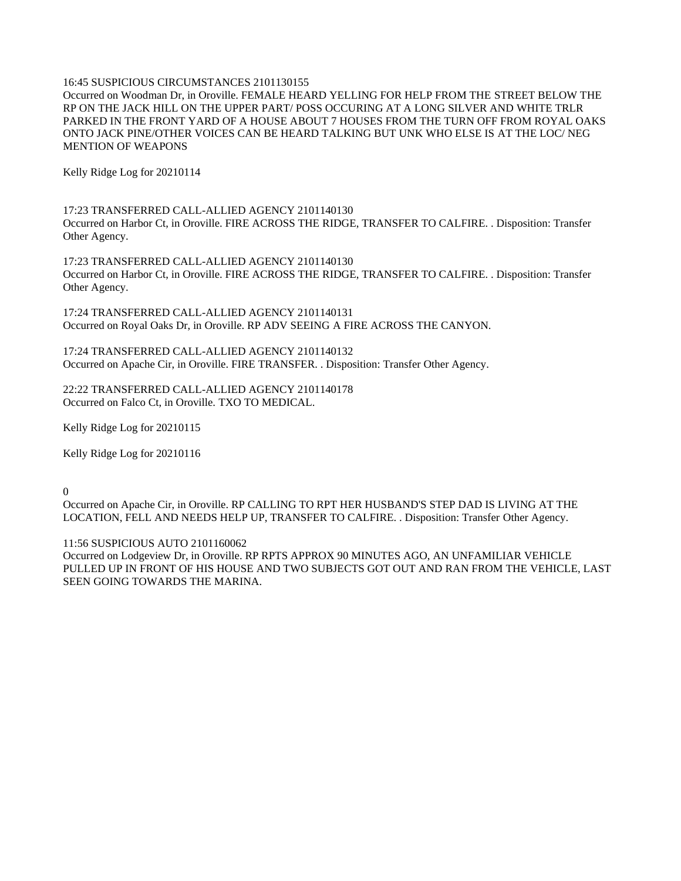16:45 SUSPICIOUS CIRCUMSTANCES 2101130155
Occurred on Woodman Dr, in Oroville. FEMALE HEARD YELLING FOR HELP FROM THE STREET BELOW THE RP ON THE JACK HILL ON THE UPPER PART/ POSS OCCURING AT A LONG SILVER AND WHITE TRLR PARKED IN THE FRONT YARD OF A HOUSE ABOUT 7 HOUSES FROM THE TURN OFF FROM ROYAL OAKS ONTO JACK PINE/OTHER VOICES CAN BE HEARD TALKING BUT UNK WHO ELSE IS AT THE LOC/ NEG MENTION OF WEAPONS

Kelly Ridge Log for 20210114

17:23 TRANSFERRED CALL-ALLIED AGENCY 2101140130
Occurred on Harbor Ct, in Oroville. FIRE ACROSS THE RIDGE, TRANSFER TO CALFIRE. . Disposition: Transfer Other Agency.

17:23 TRANSFERRED CALL-ALLIED AGENCY 2101140130
Occurred on Harbor Ct, in Oroville. FIRE ACROSS THE RIDGE, TRANSFER TO CALFIRE. . Disposition: Transfer Other Agency.

17:24 TRANSFERRED CALL-ALLIED AGENCY 2101140131
Occurred on Royal Oaks Dr, in Oroville. RP ADV SEEING A FIRE ACROSS THE CANYON.

17:24 TRANSFERRED CALL-ALLIED AGENCY 2101140132
Occurred on Apache Cir, in Oroville. FIRE TRANSFER. . Disposition: Transfer Other Agency.

22:22 TRANSFERRED CALL-ALLIED AGENCY 2101140178
Occurred on Falco Ct, in Oroville. TXO TO MEDICAL.

Kelly Ridge Log for 20210115

Kelly Ridge Log for 20210116

0
Occurred on Apache Cir, in Oroville. RP CALLING TO RPT HER HUSBAND'S STEP DAD IS LIVING AT THE LOCATION, FELL AND NEEDS HELP UP, TRANSFER TO CALFIRE. . Disposition: Transfer Other Agency.

11:56 SUSPICIOUS AUTO 2101160062
Occurred on Lodgeview Dr, in Oroville. RP RPTS APPROX 90 MINUTES AGO, AN UNFAMILIAR VEHICLE PULLED UP IN FRONT OF HIS HOUSE AND TWO SUBJECTS GOT OUT AND RAN FROM THE VEHICLE, LAST SEEN GOING TOWARDS THE MARINA.